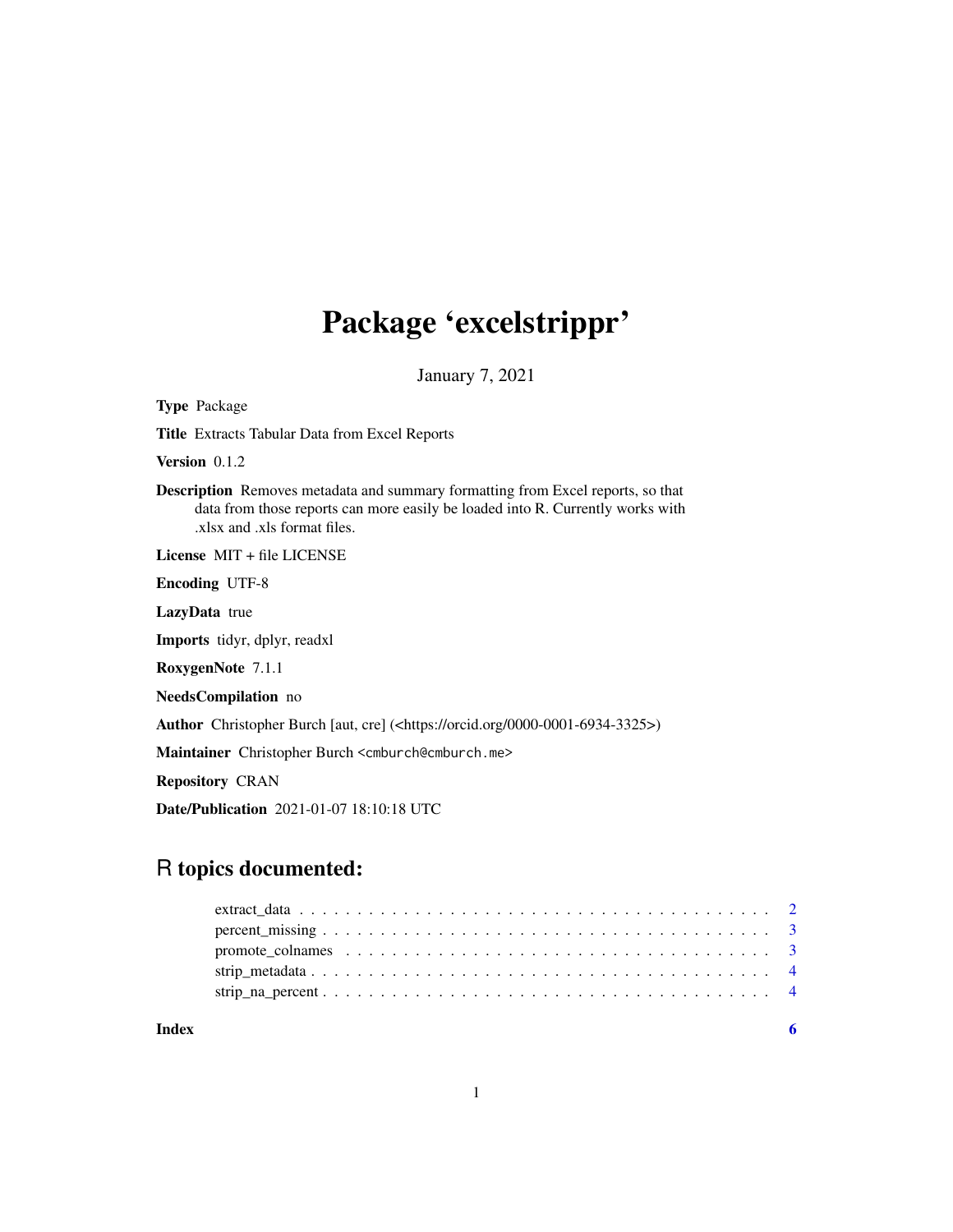# Package 'excelstrippr'

January 7, 2021

**Type** Package

**Title** Extracts Tabular Data from Excel Reports

**Version** 0.1.2

**Description** Removes metadata and summary formatting from Excel reports, so that data from those reports can more easily be loaded into R. Currently works with .xlsx and .xls format files.

**License** MIT + file LICENSE

**Encoding** UTF-8

**LazyData** true

**Imports** tidyr, dplyr, readxl

**RoxygenNote** 7.1.1

**NeedsCompilation** no

**Author** Christopher Burch [aut, cre] (<https://orcid.org/0000-0001-6934-3325>)

**Maintainer** Christopher Burch <cmburch@cmburch.me>

**Repository** CRAN

**Date/Publication** 2021-01-07 18:10:18 UTC

## R topics documented:

- extract_data . . . . . . . . . . . . . . . . . . . . . . . . . . . . . . . . . . . . . . . 2
- percent_missing . . . . . . . . . . . . . . . . . . . . . . . . . . . . . . . . . . . . . 3
- promote_colnames . . . . . . . . . . . . . . . . . . . . . . . . . . . . . . . . . . . . 3
- strip_metadata . . . . . . . . . . . . . . . . . . . . . . . . . . . . . . . . . . . . . . 4
- strip_na_percent . . . . . . . . . . . . . . . . . . . . . . . . . . . . . . . . . . . . . 4

**Index** 6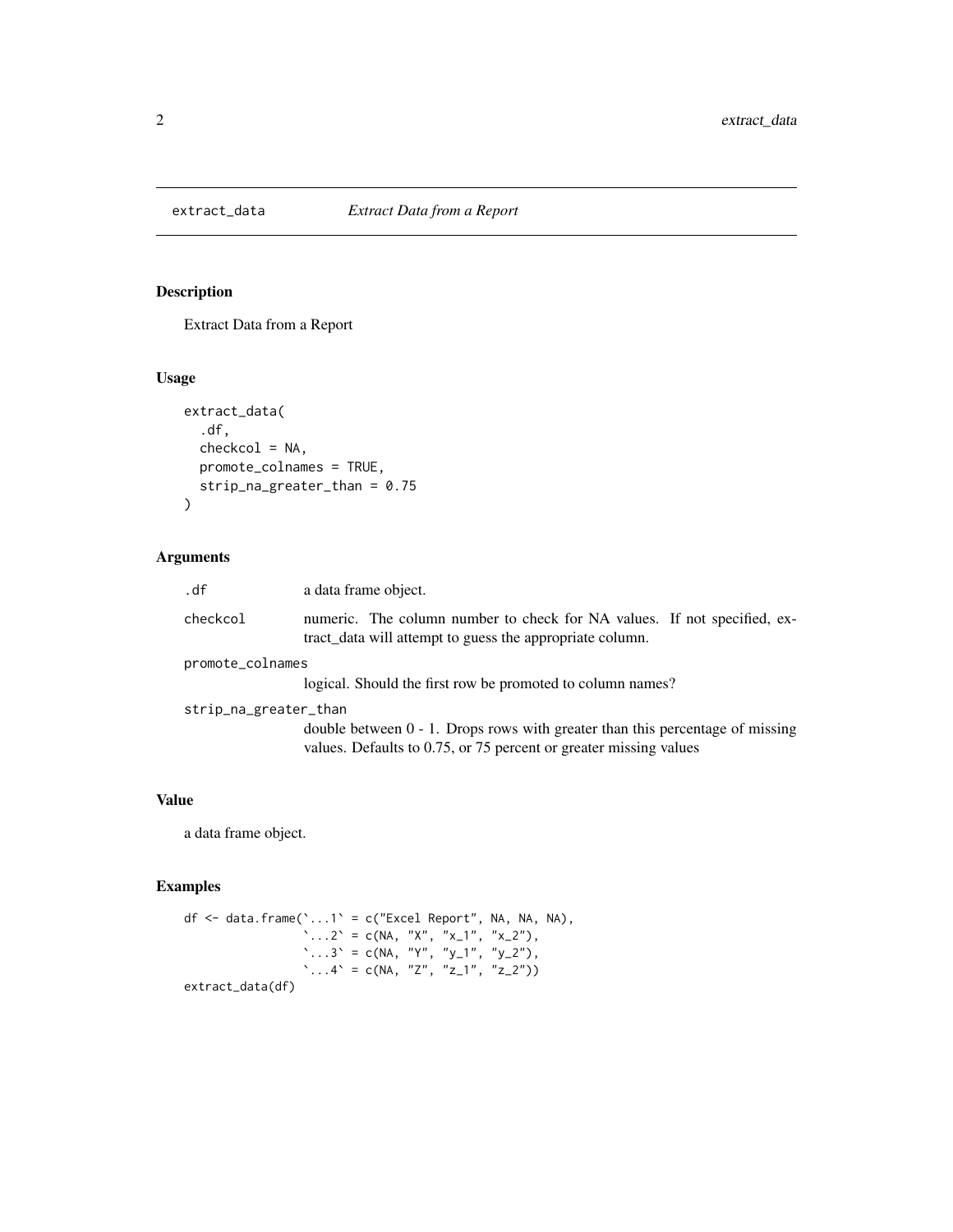extract_data — *Extract Data from a Report*

## Description

Extract Data from a Report

## Usage

```
extract_data(
  .df,
  checkcol = NA,
  promote_colnames = TRUE,
  strip_na_greater_than = 0.75
)
```

## Arguments

| | |
|---|---|
| .df | a data frame object. |
| checkcol | numeric. The column number to check for NA values. If not specified, extract_data will attempt to guess the appropriate column. |
| promote_colnames | logical. Should the first row be promoted to column names? |
| strip_na_greater_than | double between 0 - 1. Drops rows with greater than this percentage of missing values. Defaults to 0.75, or 75 percent or greater missing values |

## Value

a data frame object.

## Examples

```
df <- data.frame(`...1` = c("Excel Report", NA, NA, NA),
                 `...2` = c(NA, "X", "x_1", "x_2"),
                 `...3` = c(NA, "Y", "y_1", "y_2"),
                 `...4` = c(NA, "Z", "z_1", "z_2"))
extract_data(df)
```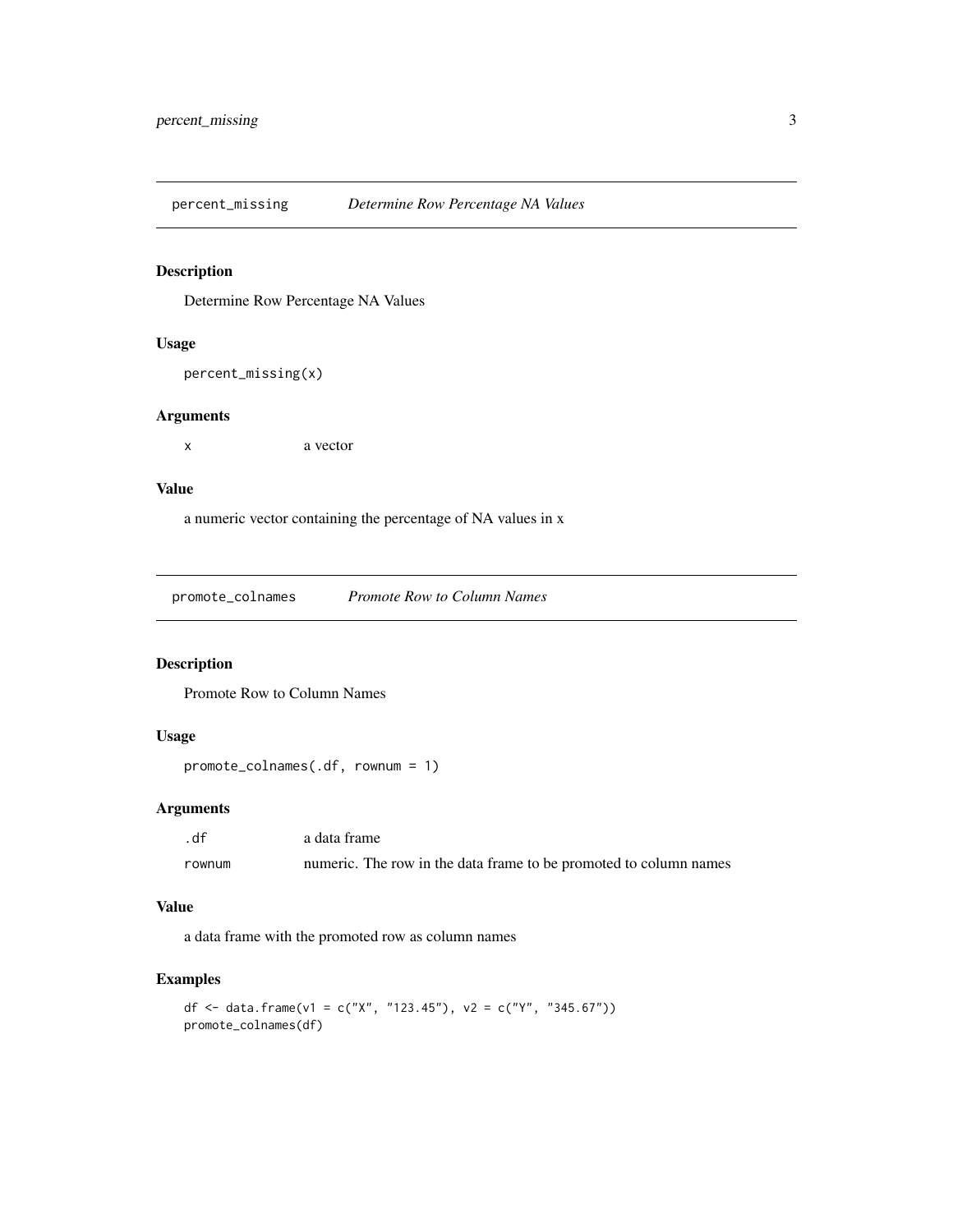## percent_missing    *Determine Row Percentage NA Values*

### Description

Determine Row Percentage NA Values

### Usage

```
percent_missing(x)
```

### Arguments

| | |
|---|---|
| x | a vector |

### Value

a numeric vector containing the percentage of NA values in x

## promote_colnames    *Promote Row to Column Names*

### Description

Promote Row to Column Names

### Usage

```
promote_colnames(.df, rownum = 1)
```

### Arguments

| | |
|---|---|
| .df | a data frame |
| rownum | numeric. The row in the data frame to be promoted to column names |

### Value

a data frame with the promoted row as column names

### Examples

```
df <- data.frame(v1 = c("X", "123.45"), v2 = c("Y", "345.67"))
promote_colnames(df)
```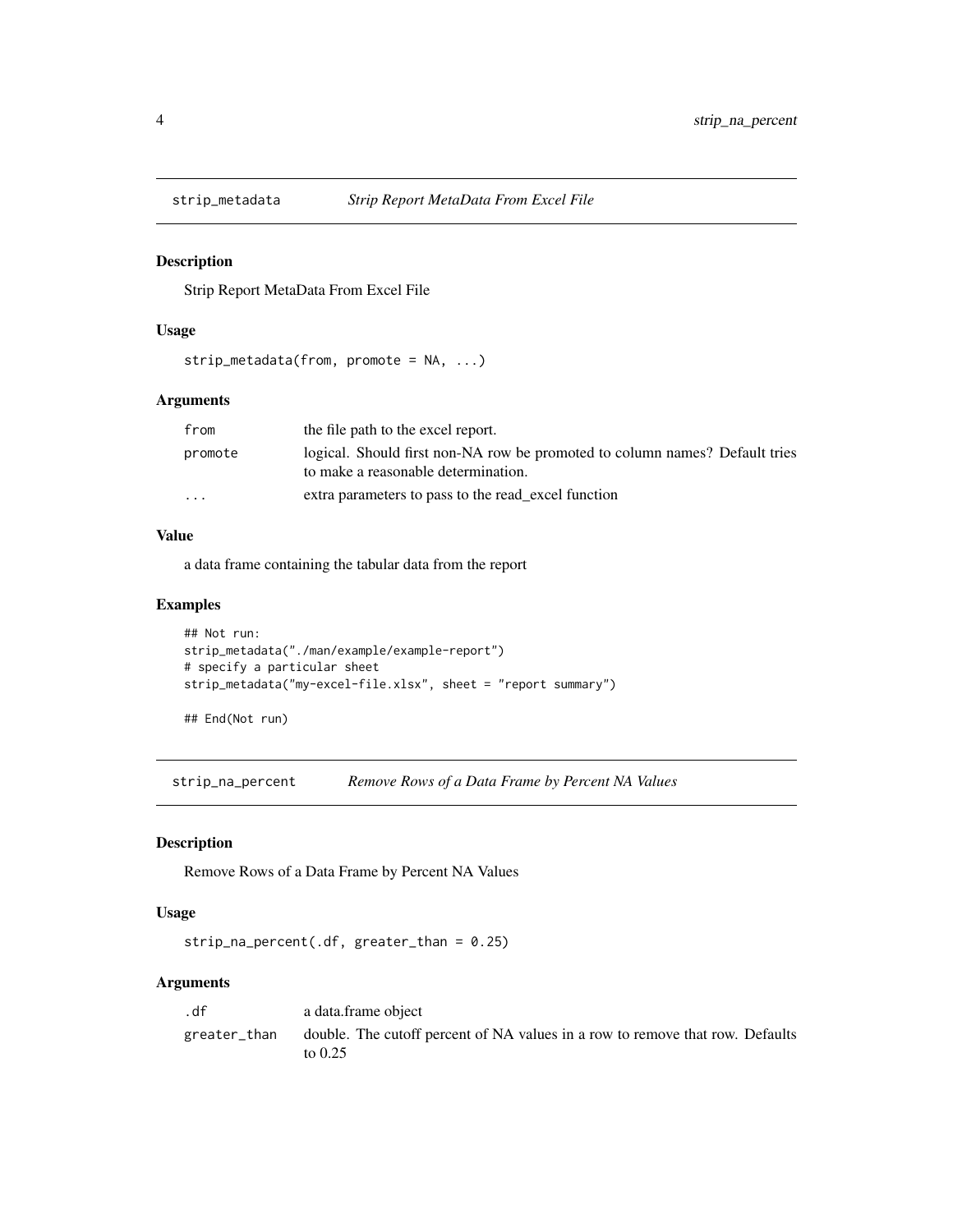## strip_metadata *Strip Report MetaData From Excel File*

### Description

Strip Report MetaData From Excel File

### Usage

```
strip_metadata(from, promote = NA, ...)
```

### Arguments

| | |
|---|---|
| from | the file path to the excel report. |
| promote | logical. Should first non-NA row be promoted to column names? Default tries to make a reasonable determination. |
| ... | extra parameters to pass to the read_excel function |

### Value

a data frame containing the tabular data from the report

### Examples

```
## Not run:
strip_metadata("./man/example/example-report")
# specify a particular sheet
strip_metadata("my-excel-file.xlsx", sheet = "report summary")

## End(Not run)
```

## strip_na_percent *Remove Rows of a Data Frame by Percent NA Values*

### Description

Remove Rows of a Data Frame by Percent NA Values

### Usage

```
strip_na_percent(.df, greater_than = 0.25)
```

### Arguments

| | |
|---|---|
| .df | a data.frame object |
| greater_than | double. The cutoff percent of NA values in a row to remove that row. Defaults to 0.25 |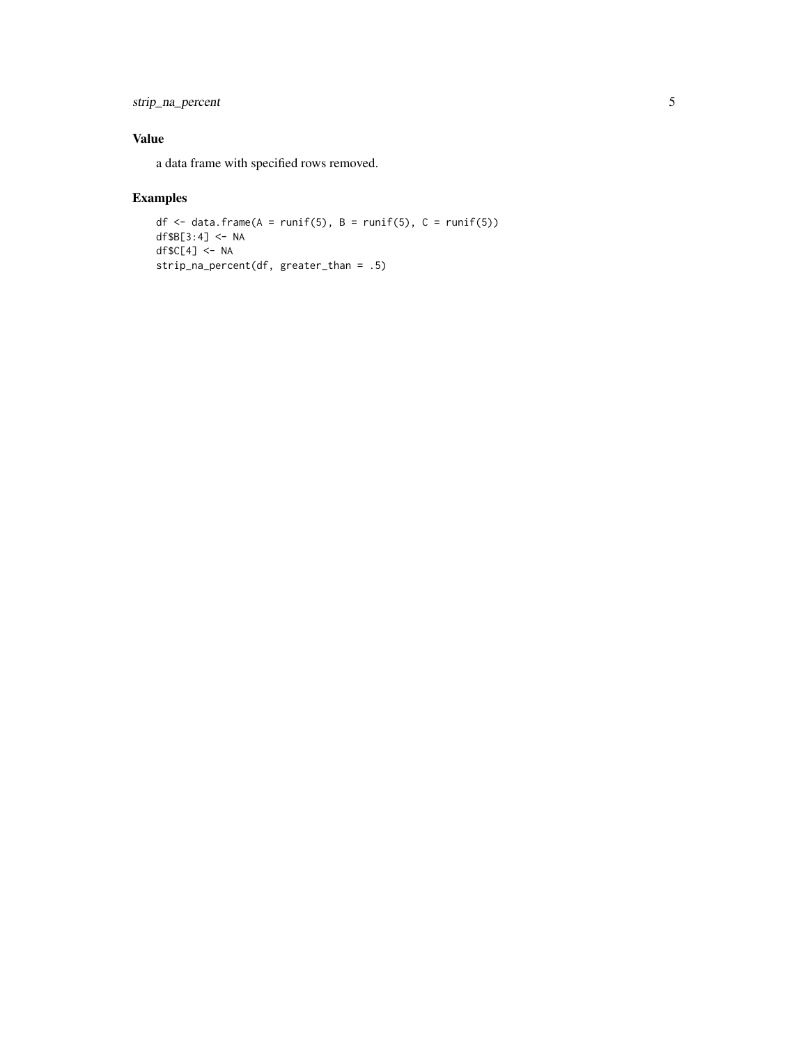## Value

a data frame with specified rows removed.

## Examples

```
df <- data.frame(A = runif(5), B = runif(5), C = runif(5))
df$B[3:4] <- NA
df$C[4] <- NA
strip_na_percent(df, greater_than = .5)
```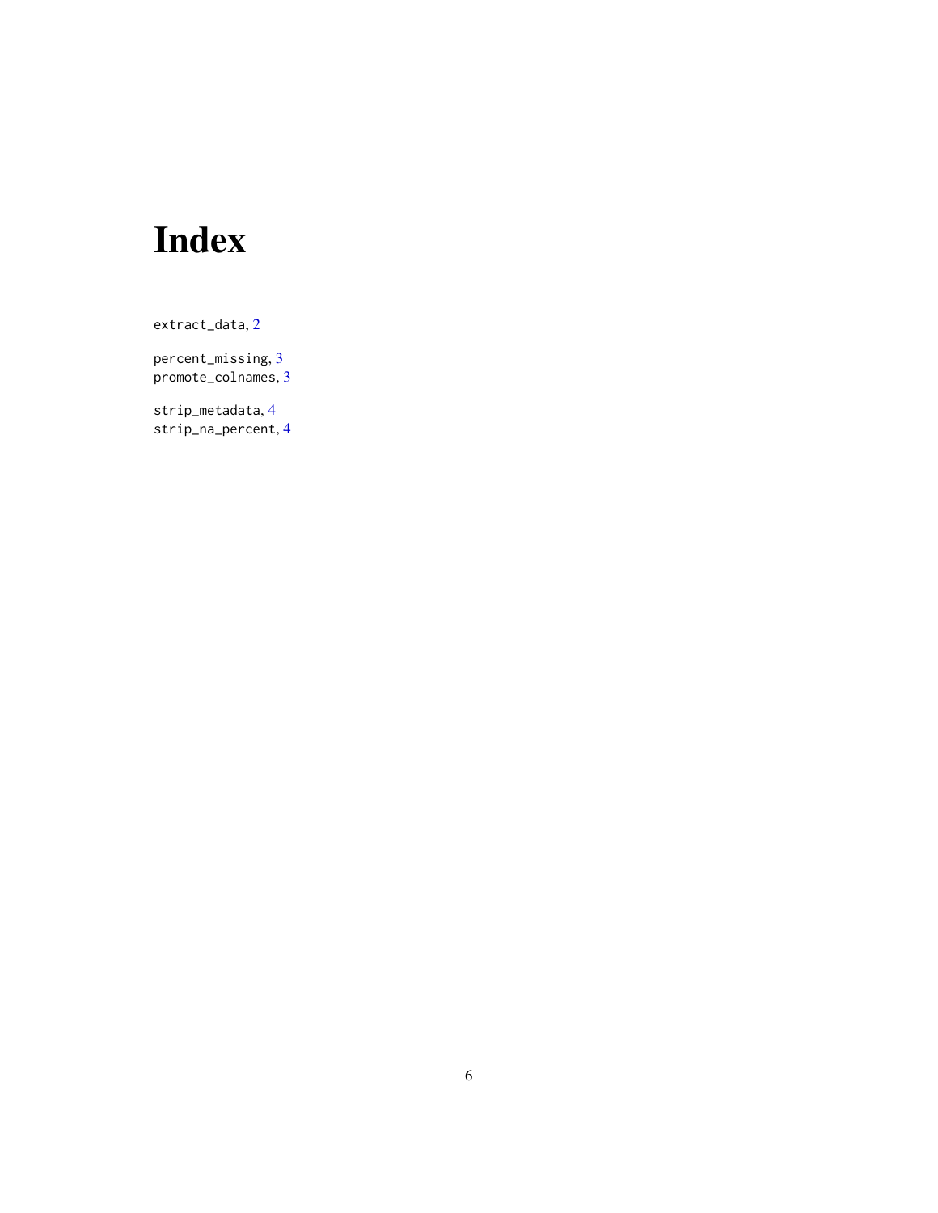# Index

extract_data, 2

percent_missing, 3
promote_colnames, 3

strip_metadata, 4
strip_na_percent, 4